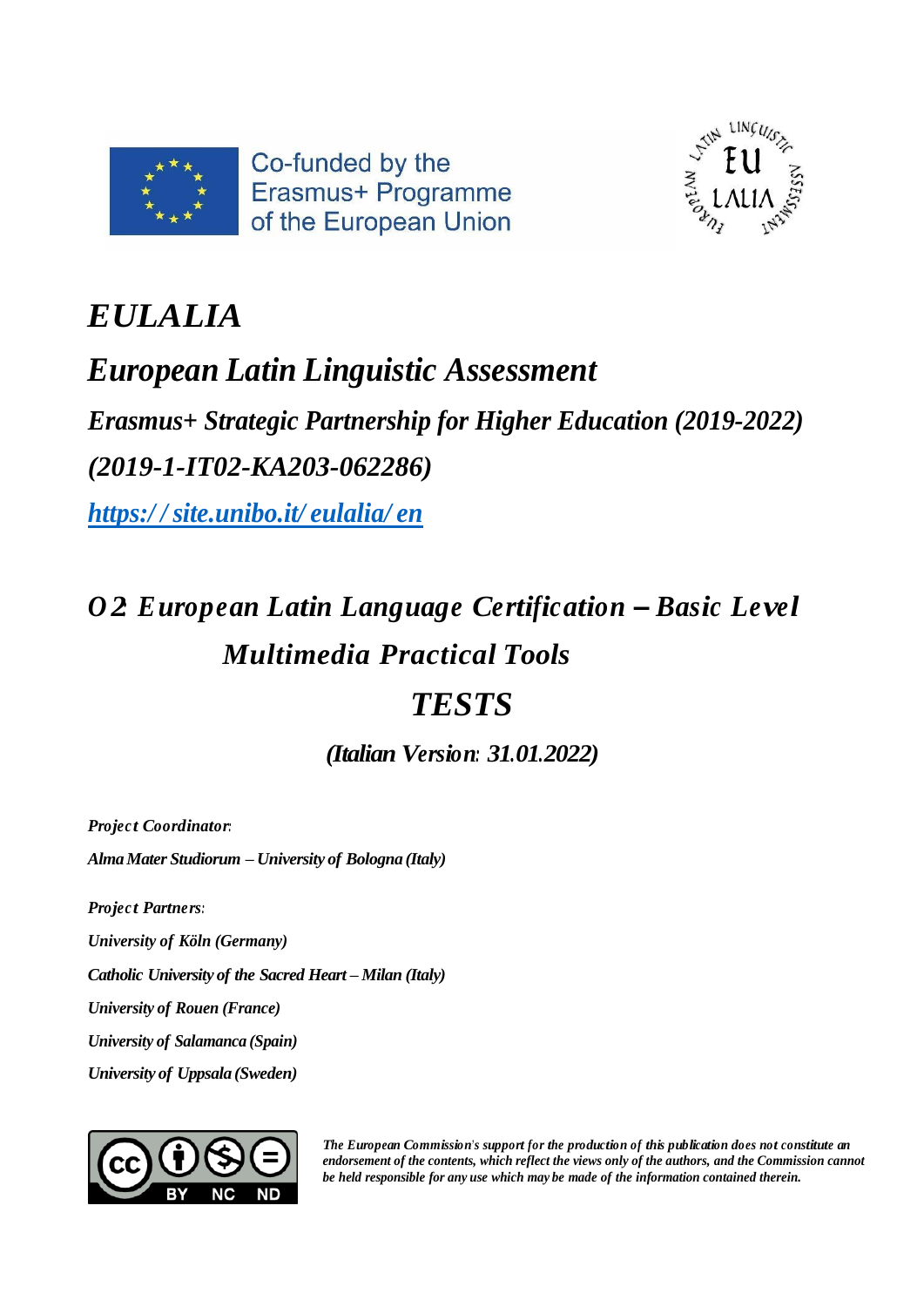Co-funded by the Erasmus+ Programme of the European Union

# *EULALIA*

## *European Latin Linguistic Assessment*

### *Erasmus+ Strategic Partnership for Higher Education (2019-2022)*

### *(2019-1-IT02-KA203-062286)*

*[https://site.unibo.it/eulalia/en](https://site.unibo.it/eulalia/en)*

## *O2: European Latin Language Certification – Basic Level*

## *Multimedia Practical Tools*

## *TESTS*

***(Italian Version: 31.01.2022)***

*Project Coordinator:*

***Alma Mater Studiorum – University of Bologna (Italy)***

*Project Partners:*

***University of Köln (Germany)***

***Catholic University of the Sacred Heart – Milan (Italy)***

***University of Rouen (France)***

***University of Salamanca (Spain)***

***University of Uppsala (Sweden)***

CC BY NC ND

***The European Commission's support for the production of this publication does not constitute an endorsement of the contents, which reflect the views only of the authors, and the Commission cannot be held responsible for any use which may be made of the information contained therein.***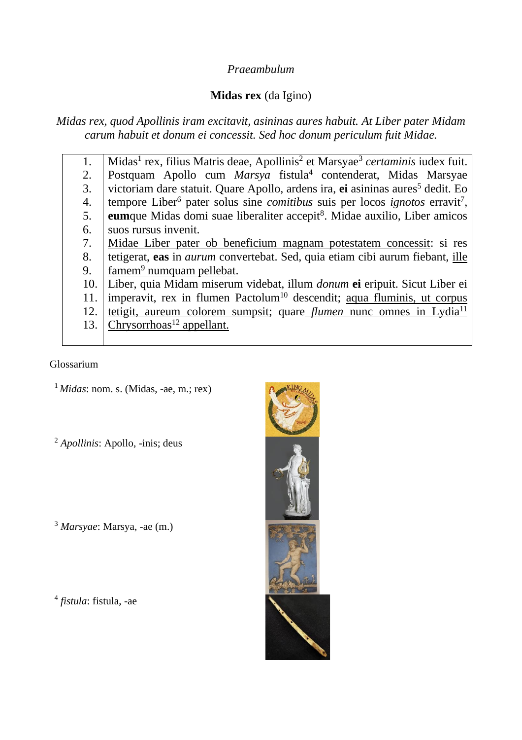*Praeambulum*

**Midas rex** (da Igino)

*Midas rex, quod Apollinis iram excitavit, asininas aures habuit. At Liber pater Midam carum habuit et donum ei concessit. Sed hoc donum periculum fuit Midae.*

| | |
|---|---|
| 1. | <u>Midas[1] rex</u>, filius Matris deae, Apollinis[2] et Marsyae[3] <u>*certaminis* iudex fuit</u>. |
| 2. | Postquam Apollo cum *Marsya* fistula[4] contenderat, Midas Marsyae |
| 3. | victoriam dare statuit. Quare Apollo, ardens ira, **ei** asininas aures[5] dedit. Eo |
| 4. | tempore Liber[6] pater solus sine *comitibus* suis per locos *ignotos* erravit[7], |
| 5. | **eum**que Midas domi suae liberaliter accepit[8]. Midae auxilio, Liber amicos |
| 6. | suos rursus invenit. |
| 7. | <u>Midae Liber pater ob beneficium magnam potestatem concessit</u>: si res |
| 8. | tetigerat, **eas** in *aurum* convertebat. Sed, quia etiam cibi aurum fiebant, <u>ille</u> |
| 9. | <u>famem[9] numquam pellebat</u>. |
| 10. | Liber, quia Midam miserum videbat, illum *donum* **ei** eripuit. Sicut Liber ei |
| 11. | imperavit, rex in flumen Pactolum[10] descendit; <u>aqua fluminis, ut corpus</u> |
| 12. | <u>tetigit, aureum colorem sumpsit</u>; quare <u>*flumen* nunc omnes in Lydia[11]</u> |
| 13. | <u>Chrysorrhoas[12] appellant.</u> |

Glossarium

[1] *Midas*: nom. s. (Midas, -ae, m.; rex)

[2] *Apollinis*: Apollo, -inis; deus

[3] *Marsyae*: Marsya, -ae (m.)

[4] *fistula*: fistula, -ae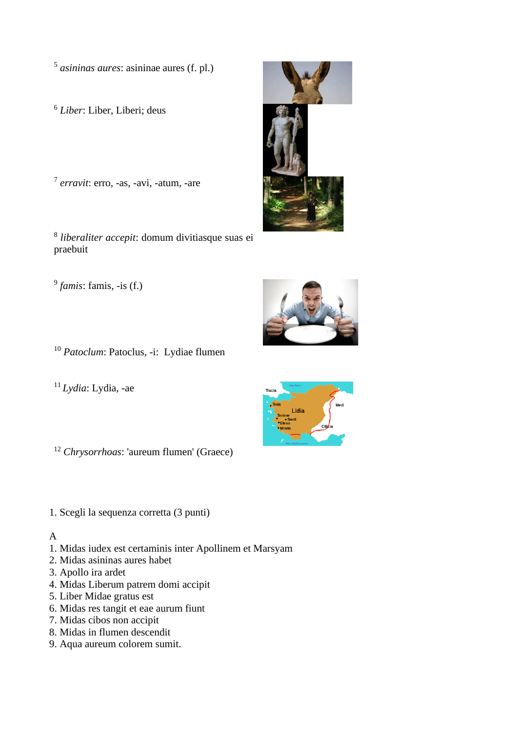[5] *asininas aures*: asininae aures (f. pl.)

[6] *Liber*: Liber, Liberi; deus

[7] *erravit*: erro, -as, -avi, -atum, -are

[8] *liberaliter accepit*: domum divitiasque suas ei praebuit

[9] *famis*: famis, -is (f.)

[10] *Patoclum*: Patoclus, -i:  Lydiae flumen

[11] *Lydia*: Lydia, -ae

[12] *Chrysorrhoas*: 'aureum flumen' (Graece)

1. Scegli la sequenza corretta (3 punti)

A

1. Midas iudex est certaminis inter Apollinem et Marsyam
2. Midas asininas aures habet
3. Apollo ira ardet
4. Midas Liberum patrem domi accipit
5. Liber Midae gratus est
6. Midas res tangit et eae aurum fiunt
7. Midas cibos non accipit
8. Midas in flumen descendit
9. Aqua aureum colorem sumit.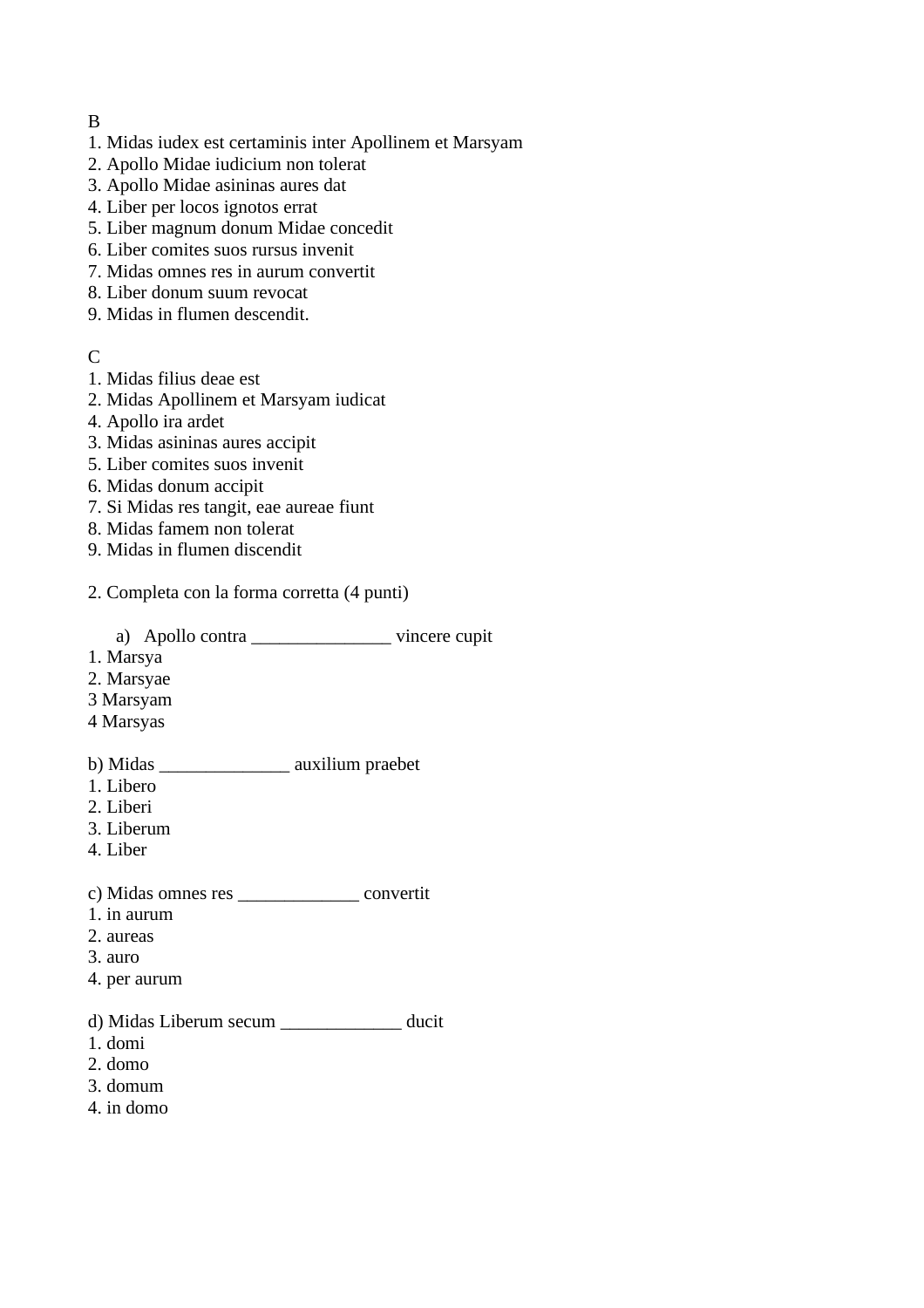B
1. Midas iudex est certaminis inter Apollinem et Marsyam
2. Apollo Midae iudicium non tolerat
3. Apollo Midae asininas aures dat
4. Liber per locos ignotos errat
5. Liber magnum donum Midae concedit
6. Liber comites suos rursus invenit
7. Midas omnes res in aurum convertit
8. Liber donum suum revocat
9. Midas in flumen descendit.

C
1. Midas filius deae est
2. Midas Apollinem et Marsyam iudicat
4. Apollo ira ardet
3. Midas asininas aures accipit
5. Liber comites suos invenit
6. Midas donum accipit
7. Si Midas res tangit, eae aureae fiunt
8. Midas famem non tolerat
9. Midas in flumen discendit

2. Completa con la forma corretta (4 punti)

a) Apollo contra _______________ vincere cupit
1. Marsya
2. Marsyae
3 Marsyam
4 Marsyas

b) Midas ______________ auxilium praebet
1. Libero
2. Liberi
3. Liberum
4. Liber

c) Midas omnes res _____________ convertit
1. in aurum
2. aureas
3. auro
4. per aurum

d) Midas Liberum secum _____________ ducit
1. domi
2. domo
3. domum
4. in domo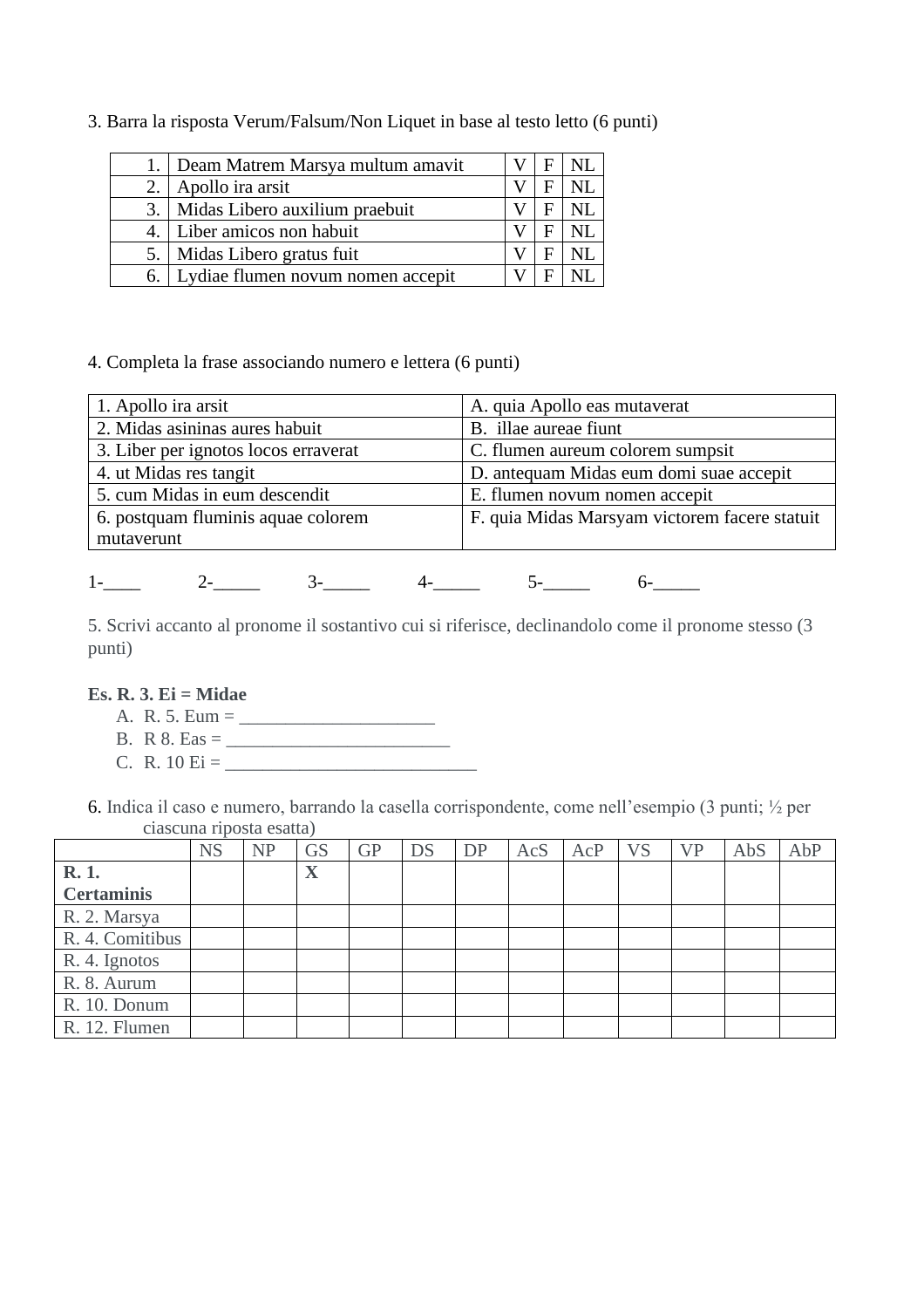3. Barra la risposta Verum/Falsum/Non Liquet in base al testo letto (6 punti)

| | | | | |
|---|---|---|---|---|
| 1. | Deam Matrem Marsya multum amavit | V | F | NL |
| 2. | Apollo ira arsit | V | F | NL |
| 3. | Midas Libero auxilium praebuit | V | F | NL |
| 4. | Liber amicos non habuit | V | F | NL |
| 5. | Midas Libero gratus fuit | V | F | NL |
| 6. | Lydiae flumen novum nomen accepit | V | F | NL |

4. Completa la frase associando numero e lettera (6 punti)

| | |
|---|---|
| 1. Apollo ira arsit | A. quia Apollo eas mutaverat |
| 2. Midas asininas aures habuit | B. illae aureae fiunt |
| 3. Liber per ignotos locos erraverat | C. flumen aureum colorem sumpsit |
| 4. ut Midas res tangit | D. antequam Midas eum domi suae accepit |
| 5. cum Midas in eum descendit | E. flumen novum nomen accepit |
| 6. postquam fluminis aquae colorem mutaverunt | F. quia Midas Marsyam victorem facere statuit |

1-____ 2-_____ 3-_____ 4-_____ 5-_____ 6-_____

5. Scrivi accanto al pronome il sostantivo cui si riferisce, declinandolo come il pronome stesso (3 punti)

**Es. R. 3. Ei = Midae**

A. R. 5. Eum = _____________________
B. R 8. Eas = ________________________
C. R. 10 Ei = ___________________________

6. Indica il caso e numero, barrando la casella corrispondente, come nell'esempio (3 punti; ½ per ciascuna riposta esatta)

| | NS | NP | GS | GP | DS | DP | AcS | AcP | VS | VP | AbS | AbP |
|---|---|---|---|---|---|---|---|---|---|---|---|---|
| **R. 1. Certaminis** | | | **X** | | | | | | | | | |
| R. 2. Marsya | | | | | | | | | | | | |
| R. 4. Comitibus | | | | | | | | | | | | |
| R. 4. Ignotos | | | | | | | | | | | | |
| R. 8. Aurum | | | | | | | | | | | | |
| R. 10. Donum | | | | | | | | | | | | |
| R. 12. Flumen | | | | | | | | | | | | |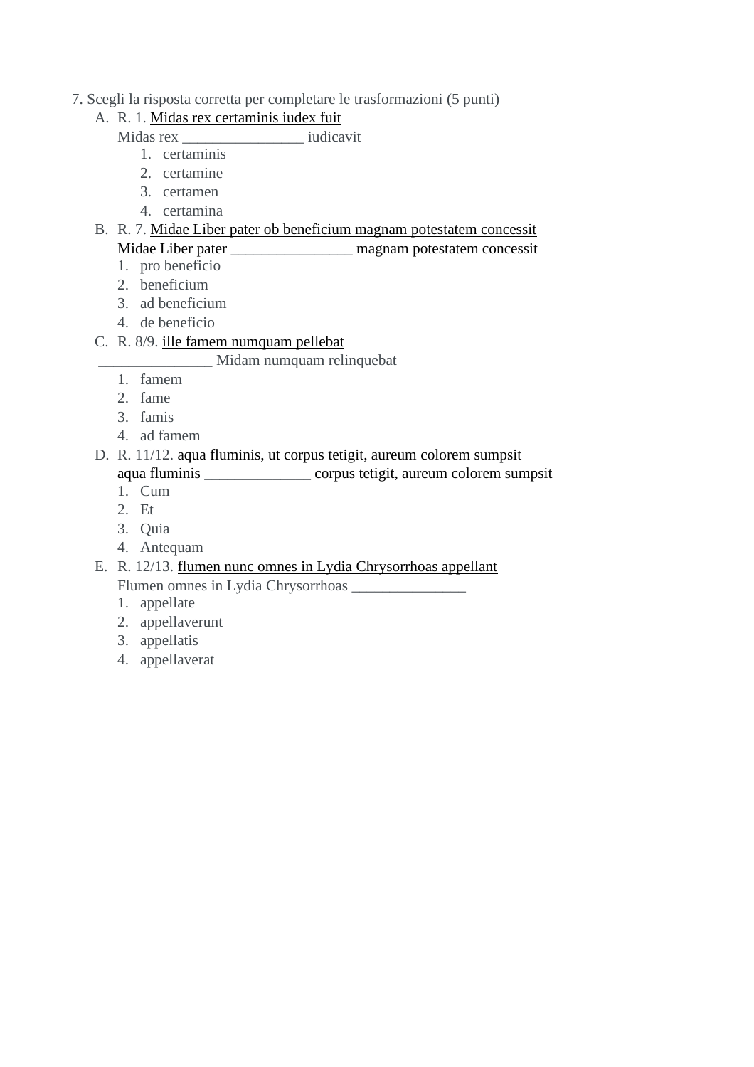7. Scegli la risposta corretta per completare le trasformazioni (5 punti)

A. R. 1. Midas rex certaminis iudex fuit
   Midas rex ________________ iudicavit
   1. certaminis
   2. certamine
   3. certamen
   4. certamina

B. R. 7. Midae Liber pater ob beneficium magnam potestatem concessit
   Midae Liber pater ________________ magnam potestatem concessit
   1. pro beneficio
   2. beneficium
   3. ad beneficium
   4. de beneficio

C. R. 8/9. ille famem numquam pellebat
   _______________ Midam numquam relinquebat
   1. famem
   2. fame
   3. famis
   4. ad famem

D. R. 11/12. aqua fluminis, ut corpus tetigit, aureum colorem sumpsit
   aqua fluminis ______________ corpus tetigit, aureum colorem sumpsit
   1. Cum
   2. Et
   3. Quia
   4. Antequam

E. R. 12/13. flumen nunc omnes in Lydia Chrysorrhoas appellant
   Flumen omnes in Lydia Chrysorrhoas _______________
   1. appellate
   2. appellaverunt
   3. appellatis
   4. appellaverat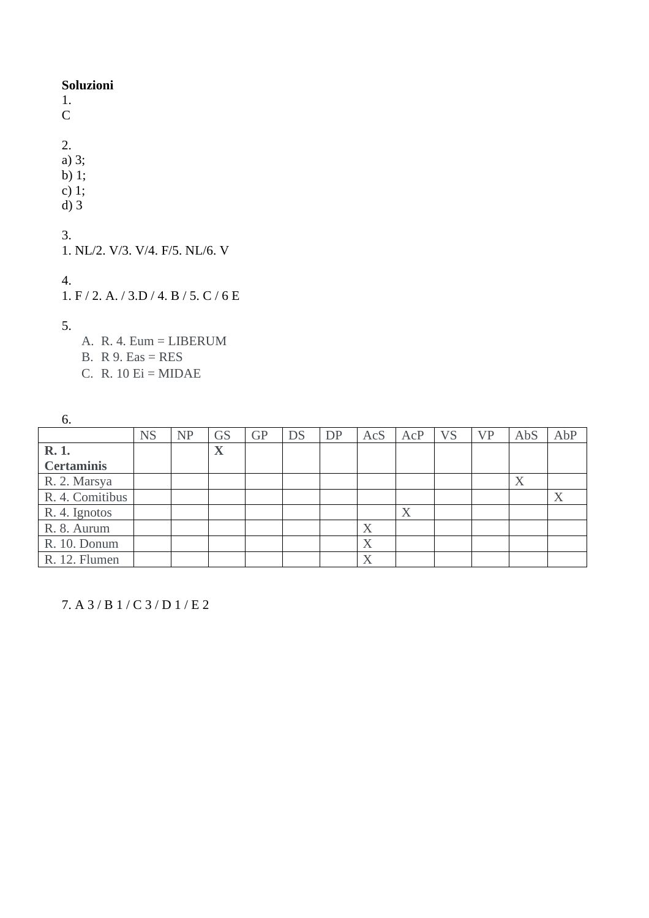**Soluzioni**

1.
C

2.
a) 3;
b) 1;
c) 1;
d) 3

3.
1. NL/2. V/3. V/4. F/5. NL/6. V

4.
1. F / 2. A. / 3.D / 4. B / 5. C / 6 E

5.

A. R. 4. Eum = LIBERUM
B. R 9. Eas = RES
C. R. 10 Ei = MIDAE

6.

| | NS | NP | GS | GP | DS | DP | AcS | AcP | VS | VP | AbS | AbP |
|---|---|---|---|---|---|---|---|---|---|---|---|---|
| **R. 1. Certaminis** | | | **X** | | | | | | | | | |
| R. 2. Marsya | | | | | | | | | | | X | |
| R. 4. Comitibus | | | | | | | | | | | | X |
| R. 4. Ignotos | | | | | | | | X | | | | |
| R. 8. Aurum | | | | | | | X | | | | | |
| R. 10. Donum | | | | | | | X | | | | | |
| R. 12. Flumen | | | | | | | X | | | | | |

7. A 3 / B 1 / C 3 / D 1 / E 2